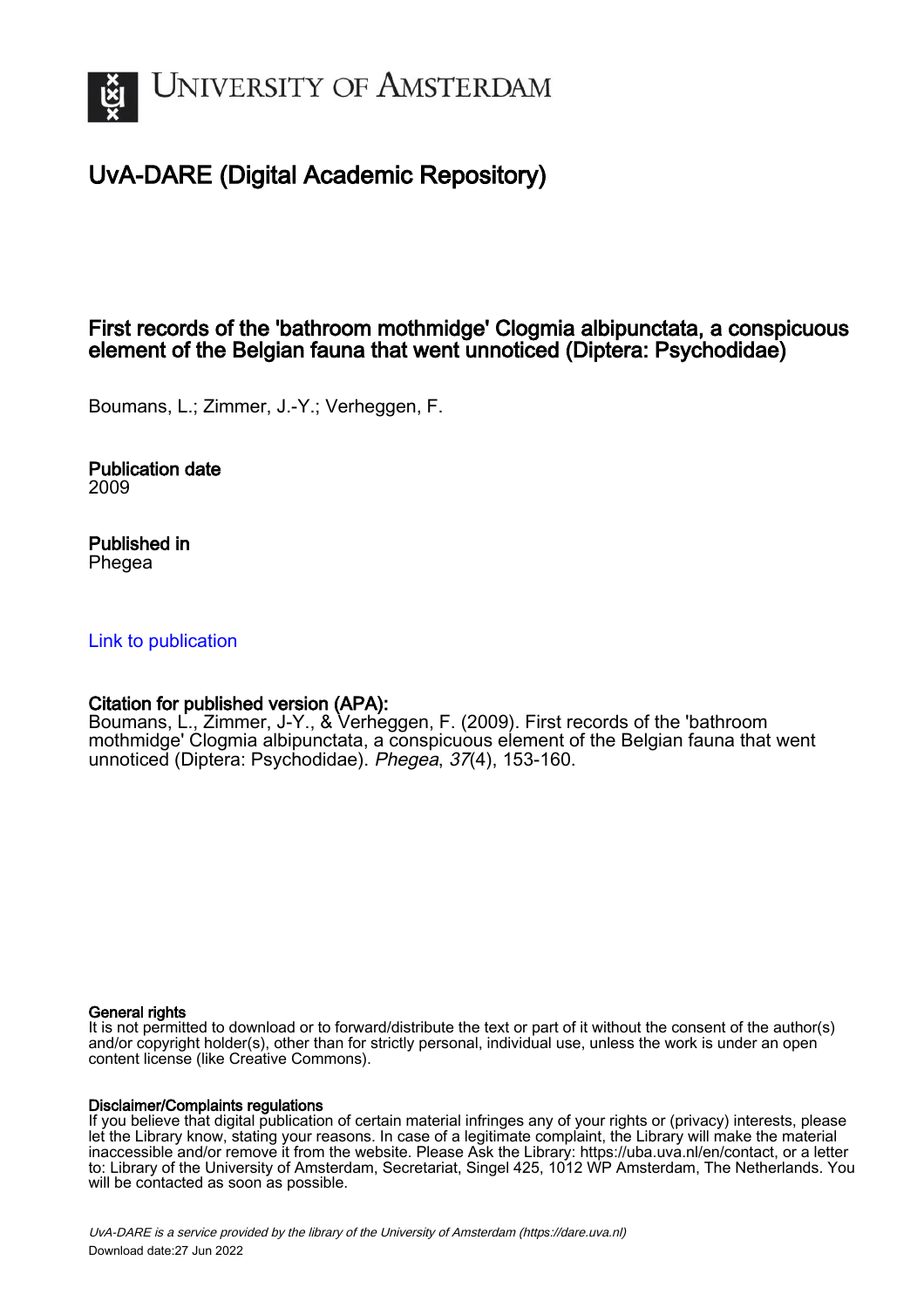# UNIVERSITY OF AMSTERDAM

## UvA-DARE (Digital Academic Repository)

### First records of the 'bathroom mothmidge' Clogmia albipunctata, a conspicuous element of the Belgian fauna that went unnoticed (Diptera: Psychodidae)

Boumans, L.; Zimmer, J.-Y.; Verheggen, F.

**Publication date**
2009

**Published in**
Phegea

[Link to publication](#)

**Citation for published version (APA):**
Boumans, L., Zimmer, J-Y., & Verheggen, F. (2009). First records of the 'bathroom mothmidge' Clogmia albipunctata, a conspicuous element of the Belgian fauna that went unnoticed (Diptera: Psychodidae). *Phegea*, *37*(4), 153-160.

**General rights**
It is not permitted to download or to forward/distribute the text or part of it without the consent of the author(s) and/or copyright holder(s), other than for strictly personal, individual use, unless the work is under an open content license (like Creative Commons).

**Disclaimer/Complaints regulations**
If you believe that digital publication of certain material infringes any of your rights or (privacy) interests, please let the Library know, stating your reasons. In case of a legitimate complaint, the Library will make the material inaccessible and/or remove it from the website. Please Ask the Library: https://uba.uva.nl/en/contact, or a letter to: Library of the University of Amsterdam, Secretariat, Singel 425, 1012 WP Amsterdam, The Netherlands. You will be contacted as soon as possible.

UvA-DARE is a service provided by the library of the University of Amsterdam (https://dare.uva.nl)
Download date:27 Jun 2022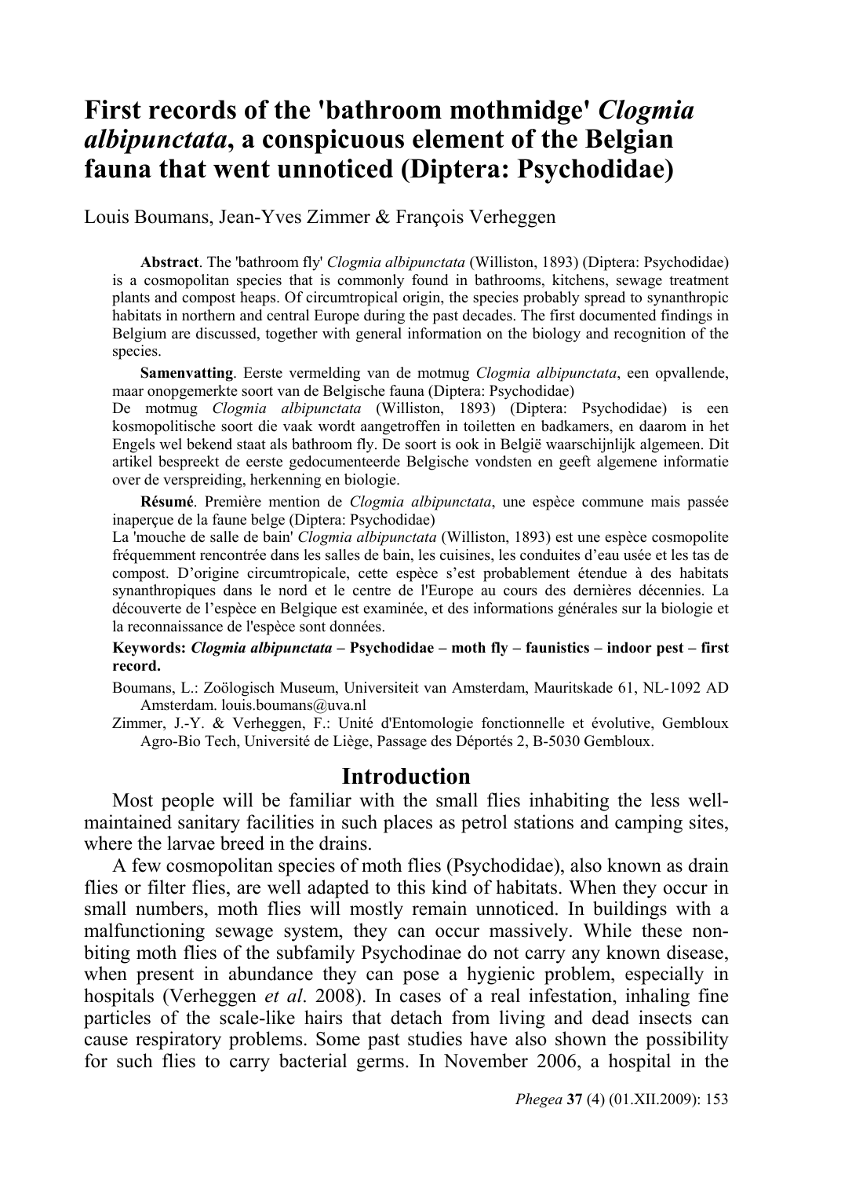# First records of the 'bathroom mothmidge' *Clogmia albipunctata*, a conspicuous element of the Belgian fauna that went unnoticed (Diptera: Psychodidae)

Louis Boumans, Jean-Yves Zimmer & François Verheggen

**Abstract**. The 'bathroom fly' *Clogmia albipunctata* (Williston, 1893) (Diptera: Psychodidae) is a cosmopolitan species that is commonly found in bathrooms, kitchens, sewage treatment plants and compost heaps. Of circumtropical origin, the species probably spread to synanthropic habitats in northern and central Europe during the past decades. The first documented findings in Belgium are discussed, together with general information on the biology and recognition of the species.

**Samenvatting**. Eerste vermelding van de motmug *Clogmia albipunctata*, een opvallende, maar onopgemerkte soort van de Belgische fauna (Diptera: Psychodidae)
De motmug *Clogmia albipunctata* (Williston, 1893) (Diptera: Psychodidae) is een kosmopolitische soort die vaak wordt aangetroffen in toiletten en badkamers, en daarom in het Engels wel bekend staat als bathroom fly. De soort is ook in België waarschijnlijk algemeen. Dit artikel bespreekt de eerste gedocumenteerde Belgische vondsten en geeft algemene informatie over de verspreiding, herkenning en biologie.

**Résumé**. Première mention de *Clogmia albipunctata*, une espèce commune mais passée inaperçue de la faune belge (Diptera: Psychodidae)
La 'mouche de salle de bain' *Clogmia albipunctata* (Williston, 1893) est une espèce cosmopolite fréquemment rencontrée dans les salles de bain, les cuisines, les conduites d'eau usée et les tas de compost. D'origine circumtropicale, cette espèce s'est probablement étendue à des habitats synanthropiques dans le nord et le centre de l'Europe au cours des dernières décennies. La découverte de l'espèce en Belgique est examinée, et des informations générales sur la biologie et la reconnaissance de l'espèce sont données.

**Keywords:** ***Clogmia albipunctata*** **– Psychodidae – moth fly – faunistics – indoor pest – first record.**

Boumans, L.: Zoölogisch Museum, Universiteit van Amsterdam, Mauritskade 61, NL-1092 AD Amsterdam. louis.boumans@uva.nl

Zimmer, J.-Y. & Verheggen, F.: Unité d'Entomologie fonctionnelle et évolutive, Gembloux Agro-Bio Tech, Université de Liège, Passage des Déportés 2, B-5030 Gembloux.

## Introduction

Most people will be familiar with the small flies inhabiting the less well-maintained sanitary facilities in such places as petrol stations and camping sites, where the larvae breed in the drains.

A few cosmopolitan species of moth flies (Psychodidae), also known as drain flies or filter flies, are well adapted to this kind of habitats. When they occur in small numbers, moth flies will mostly remain unnoticed. In buildings with a malfunctioning sewage system, they can occur massively. While these non-biting moth flies of the subfamily Psychodinae do not carry any known disease, when present in abundance they can pose a hygienic problem, especially in hospitals (Verheggen *et al*. 2008). In cases of a real infestation, inhaling fine particles of the scale-like hairs that detach from living and dead insects can cause respiratory problems. Some past studies have also shown the possibility for such flies to carry bacterial germs. In November 2006, a hospital in the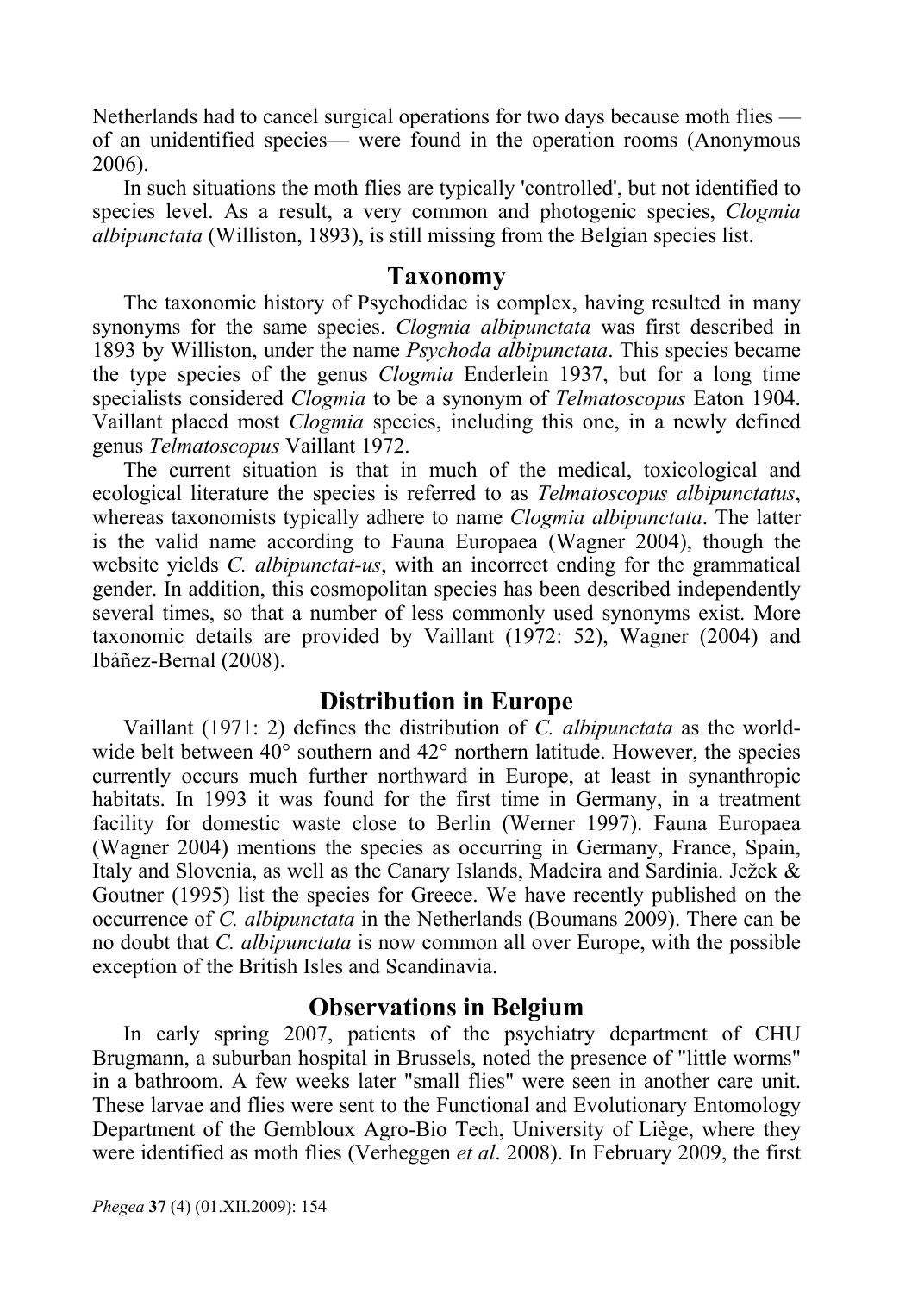Netherlands had to cancel surgical operations for two days because moth flies — of an unidentified species— were found in the operation rooms (Anonymous 2006).

In such situations the moth flies are typically 'controlled', but not identified to species level. As a result, a very common and photogenic species, *Clogmia albipunctata* (Williston, 1893), is still missing from the Belgian species list.

## Taxonomy

The taxonomic history of Psychodidae is complex, having resulted in many synonyms for the same species. *Clogmia albipunctata* was first described in 1893 by Williston, under the name *Psychoda albipunctata*. This species became the type species of the genus *Clogmia* Enderlein 1937, but for a long time specialists considered *Clogmia* to be a synonym of *Telmatoscopus* Eaton 1904. Vaillant placed most *Clogmia* species, including this one, in a newly defined genus *Telmatoscopus* Vaillant 1972.

The current situation is that in much of the medical, toxicological and ecological literature the species is referred to as *Telmatoscopus albipunctatus*, whereas taxonomists typically adhere to name *Clogmia albipunctata*. The latter is the valid name according to Fauna Europaea (Wagner 2004), though the website yields *C. albipunctat-us*, with an incorrect ending for the grammatical gender. In addition, this cosmopolitan species has been described independently several times, so that a number of less commonly used synonyms exist. More taxonomic details are provided by Vaillant (1972: 52), Wagner (2004) and Ibáñez-Bernal (2008).

## Distribution in Europe

Vaillant (1971: 2) defines the distribution of *C. albipunctata* as the world-wide belt between 40° southern and 42° northern latitude. However, the species currently occurs much further northward in Europe, at least in synanthropic habitats. In 1993 it was found for the first time in Germany, in a treatment facility for domestic waste close to Berlin (Werner 1997). Fauna Europaea (Wagner 2004) mentions the species as occurring in Germany, France, Spain, Italy and Slovenia, as well as the Canary Islands, Madeira and Sardinia. Ježek & Goutner (1995) list the species for Greece. We have recently published on the occurrence of *C. albipunctata* in the Netherlands (Boumans 2009). There can be no doubt that *C. albipunctata* is now common all over Europe, with the possible exception of the British Isles and Scandinavia.

## Observations in Belgium

In early spring 2007, patients of the psychiatry department of CHU Brugmann, a suburban hospital in Brussels, noted the presence of "little worms" in a bathroom. A few weeks later "small flies" were seen in another care unit. These larvae and flies were sent to the Functional and Evolutionary Entomology Department of the Gembloux Agro-Bio Tech, University of Liège, where they were identified as moth flies (Verheggen *et al*. 2008). In February 2009, the first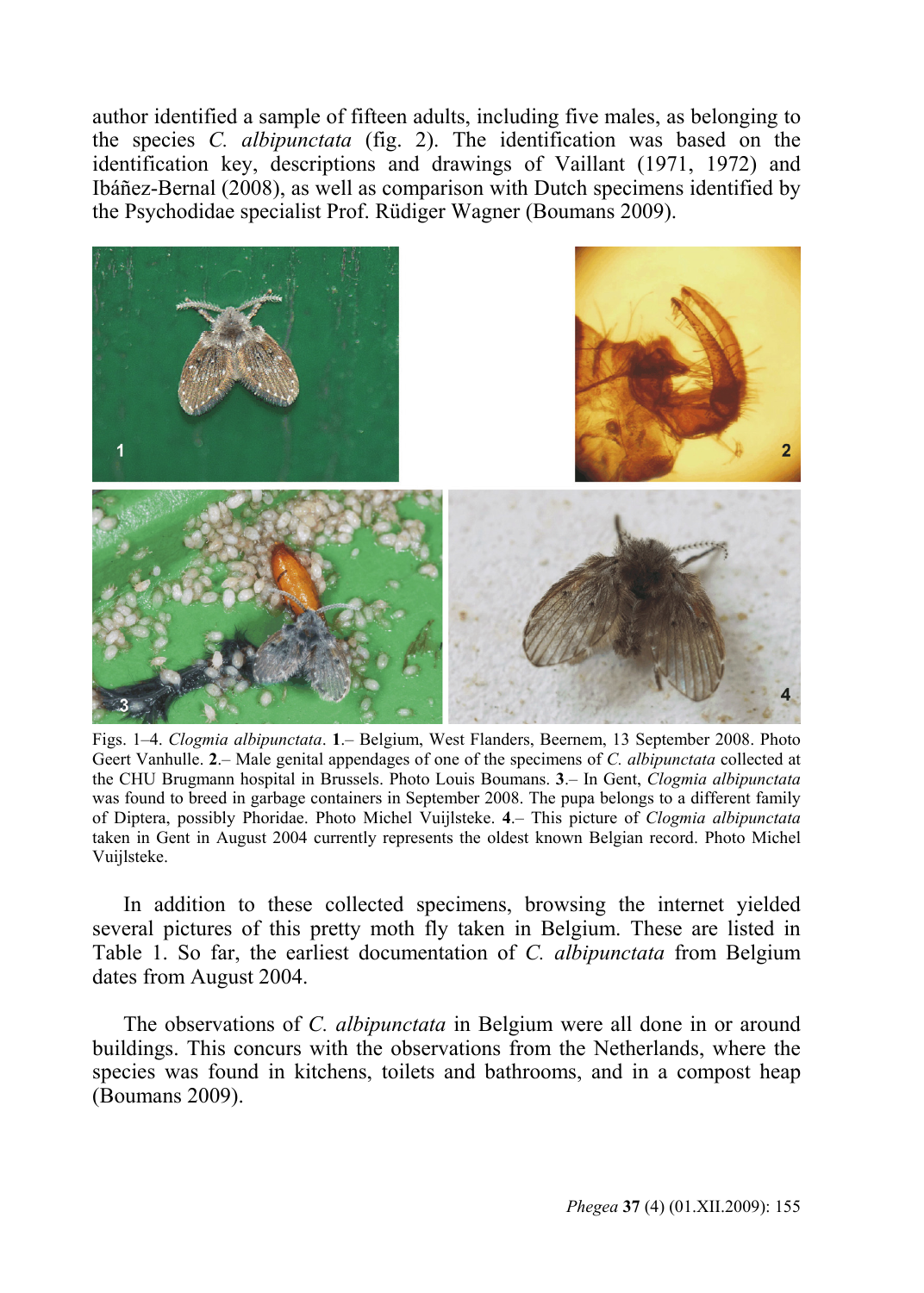author identified a sample of fifteen adults, including five males, as belonging to the species *C. albipunctata* (fig. 2). The identification was based on the identification key, descriptions and drawings of Vaillant (1971, 1972) and Ibáñez-Bernal (2008), as well as comparison with Dutch specimens identified by the Psychodidae specialist Prof. Rüdiger Wagner (Boumans 2009).

Figs. 1–4. *Clogmia albipunctata*. **1**.– Belgium, West Flanders, Beernem, 13 September 2008. Photo Geert Vanhulle. **2**.– Male genital appendages of one of the specimens of *C. albipunctata* collected at the CHU Brugmann hospital in Brussels. Photo Louis Boumans. **3**.– In Gent, *Clogmia albipunctata* was found to breed in garbage containers in September 2008. The pupa belongs to a different family of Diptera, possibly Phoridae. Photo Michel Vuijlsteke. **4**.– This picture of *Clogmia albipunctata* taken in Gent in August 2004 currently represents the oldest known Belgian record. Photo Michel Vuijlsteke.

In addition to these collected specimens, browsing the internet yielded several pictures of this pretty moth fly taken in Belgium. These are listed in Table 1. So far, the earliest documentation of *C. albipunctata* from Belgium dates from August 2004.

The observations of *C. albipunctata* in Belgium were all done in or around buildings. This concurs with the observations from the Netherlands, where the species was found in kitchens, toilets and bathrooms, and in a compost heap (Boumans 2009).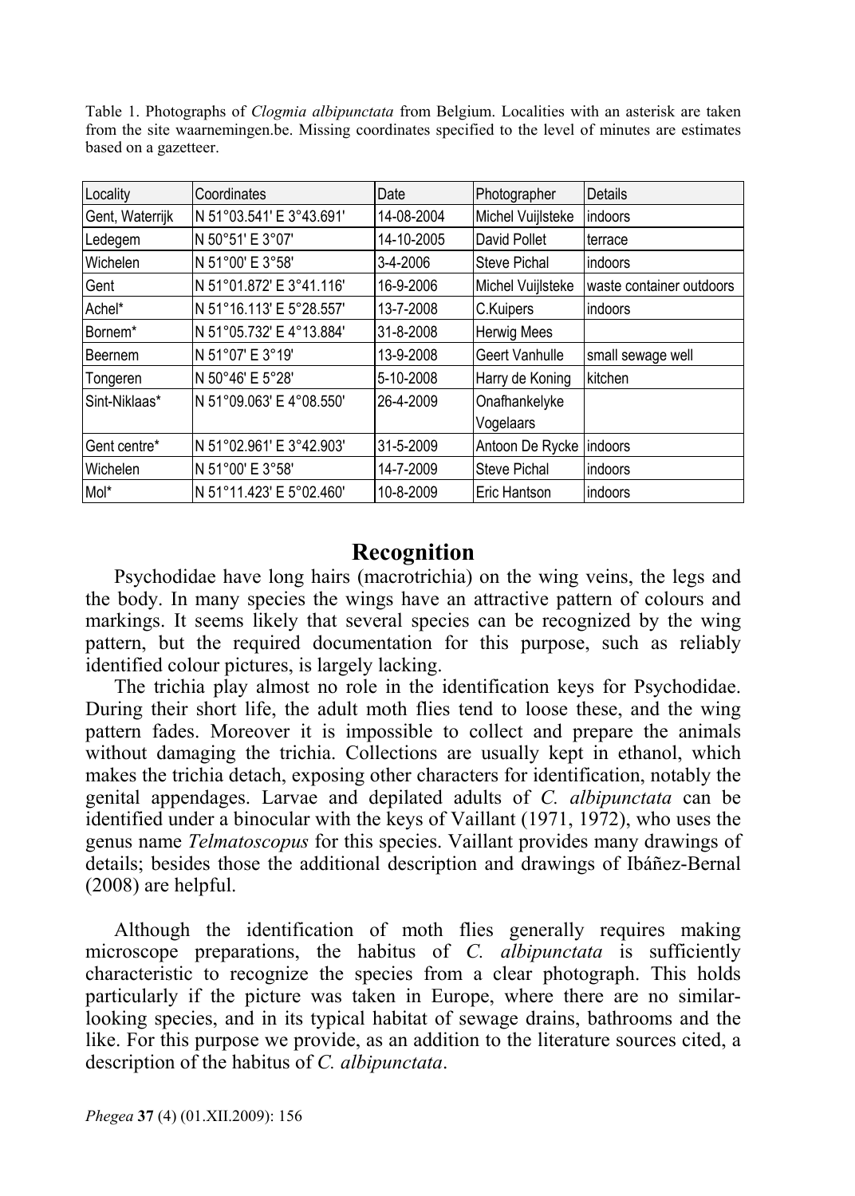Table 1. Photographs of *Clogmia albipunctata* from Belgium. Localities with an asterisk are taken from the site waarnemingen.be. Missing coordinates specified to the level of minutes are estimates based on a gazetteer.

| Locality | Coordinates | Date | Photographer | Details |
|---|---|---|---|---|
| Gent, Waterrijk | N 51°03.541' E 3°43.691' | 14-08-2004 | Michel Vuijlsteke | indoors |
| Ledegem | N 50°51' E 3°07' | 14-10-2005 | David Pollet | terrace |
| Wichelen | N 51°00' E 3°58' | 3-4-2006 | Steve Pichal | indoors |
| Gent | N 51°01.872' E 3°41.116' | 16-9-2006 | Michel Vuijlsteke | waste container outdoors |
| Achel* | N 51°16.113' E 5°28.557' | 13-7-2008 | C.Kuipers | indoors |
| Bornem* | N 51°05.732' E 4°13.884' | 31-8-2008 | Herwig Mees | |
| Beernem | N 51°07' E 3°19' | 13-9-2008 | Geert Vanhulle | small sewage well |
| Tongeren | N 50°46' E 5°28' | 5-10-2008 | Harry de Koning | kitchen |
| Sint-Niklaas* | N 51°09.063' E 4°08.550' | 26-4-2009 | Onafhankelyke Vogelaars | |
| Gent centre* | N 51°02.961' E 3°42.903' | 31-5-2009 | Antoon De Rycke | indoors |
| Wichelen | N 51°00' E 3°58' | 14-7-2009 | Steve Pichal | indoors |
| Mol* | N 51°11.423' E 5°02.460' | 10-8-2009 | Eric Hantson | indoors |

## Recognition

Psychodidae have long hairs (macrotrichia) on the wing veins, the legs and the body. In many species the wings have an attractive pattern of colours and markings. It seems likely that several species can be recognized by the wing pattern, but the required documentation for this purpose, such as reliably identified colour pictures, is largely lacking.

The trichia play almost no role in the identification keys for Psychodidae. During their short life, the adult moth flies tend to loose these, and the wing pattern fades. Moreover it is impossible to collect and prepare the animals without damaging the trichia. Collections are usually kept in ethanol, which makes the trichia detach, exposing other characters for identification, notably the genital appendages. Larvae and depilated adults of *C. albipunctata* can be identified under a binocular with the keys of Vaillant (1971, 1972), who uses the genus name *Telmatoscopus* for this species. Vaillant provides many drawings of details; besides those the additional description and drawings of Ibáñez-Bernal (2008) are helpful.

Although the identification of moth flies generally requires making microscope preparations, the habitus of *C. albipunctata* is sufficiently characteristic to recognize the species from a clear photograph. This holds particularly if the picture was taken in Europe, where there are no similar-looking species, and in its typical habitat of sewage drains, bathrooms and the like. For this purpose we provide, as an addition to the literature sources cited, a description of the habitus of *C. albipunctata*.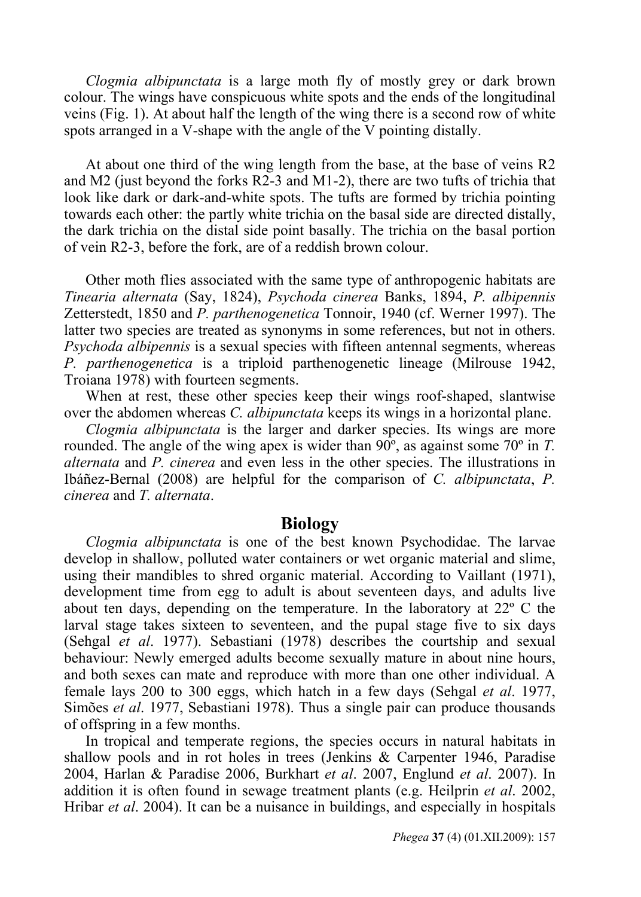*Clogmia albipunctata* is a large moth fly of mostly grey or dark brown colour. The wings have conspicuous white spots and the ends of the longitudinal veins (Fig. 1). At about half the length of the wing there is a second row of white spots arranged in a V-shape with the angle of the V pointing distally.

At about one third of the wing length from the base, at the base of veins R2 and M2 (just beyond the forks R2-3 and M1-2), there are two tufts of trichia that look like dark or dark-and-white spots. The tufts are formed by trichia pointing towards each other: the partly white trichia on the basal side are directed distally, the dark trichia on the distal side point basally. The trichia on the basal portion of vein R2-3, before the fork, are of a reddish brown colour.

Other moth flies associated with the same type of anthropogenic habitats are *Tinearia alternata* (Say, 1824), *Psychoda cinerea* Banks, 1894, *P. albipennis* Zetterstedt, 1850 and *P. parthenogenetica* Tonnoir, 1940 (cf. Werner 1997). The latter two species are treated as synonyms in some references, but not in others. *Psychoda albipennis* is a sexual species with fifteen antennal segments, whereas *P. parthenogenetica* is a triploid parthenogenetic lineage (Milrouse 1942, Troiana 1978) with fourteen segments.

When at rest, these other species keep their wings roof-shaped, slantwise over the abdomen whereas *C. albipunctata* keeps its wings in a horizontal plane.

*Clogmia albipunctata* is the larger and darker species. Its wings are more rounded. The angle of the wing apex is wider than 90º, as against some 70º in *T. alternata* and *P. cinerea* and even less in the other species. The illustrations in Ibáñez-Bernal (2008) are helpful for the comparison of *C. albipunctata*, *P. cinerea* and *T. alternata*.

## Biology

*Clogmia albipunctata* is one of the best known Psychodidae. The larvae develop in shallow, polluted water containers or wet organic material and slime, using their mandibles to shred organic material. According to Vaillant (1971), development time from egg to adult is about seventeen days, and adults live about ten days, depending on the temperature. In the laboratory at 22º C the larval stage takes sixteen to seventeen, and the pupal stage five to six days (Sehgal *et al*. 1977). Sebastiani (1978) describes the courtship and sexual behaviour: Newly emerged adults become sexually mature in about nine hours, and both sexes can mate and reproduce with more than one other individual. A female lays 200 to 300 eggs, which hatch in a few days (Sehgal *et al*. 1977, Simões *et al*. 1977, Sebastiani 1978). Thus a single pair can produce thousands of offspring in a few months.

In tropical and temperate regions, the species occurs in natural habitats in shallow pools and in rot holes in trees (Jenkins & Carpenter 1946, Paradise 2004, Harlan & Paradise 2006, Burkhart *et al*. 2007, Englund *et al*. 2007). In addition it is often found in sewage treatment plants (e.g. Heilprin *et al*. 2002, Hribar *et al*. 2004). It can be a nuisance in buildings, and especially in hospitals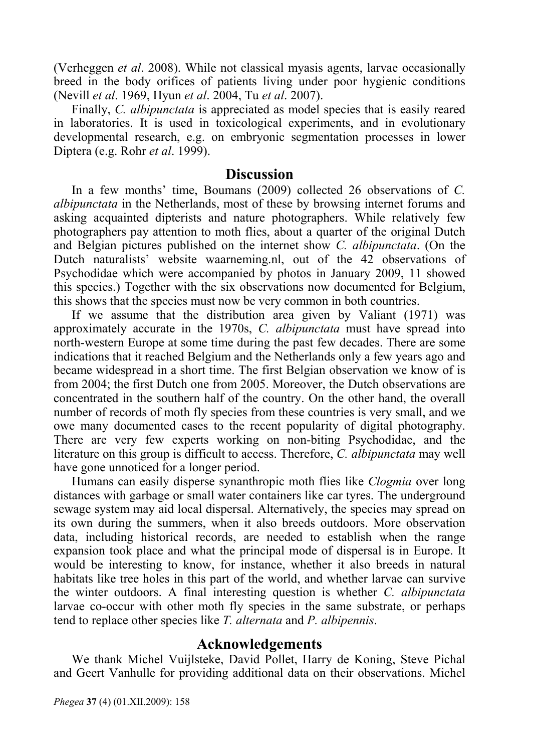(Verheggen *et al*. 2008). While not classical myasis agents, larvae occasionally breed in the body orifices of patients living under poor hygienic conditions (Nevill *et al*. 1969, Hyun *et al*. 2004, Tu *et al*. 2007).

Finally, *C. albipunctata* is appreciated as model species that is easily reared in laboratories. It is used in toxicological experiments, and in evolutionary developmental research, e.g. on embryonic segmentation processes in lower Diptera (e.g. Rohr *et al*. 1999).

## Discussion

In a few months' time, Boumans (2009) collected 26 observations of *C. albipunctata* in the Netherlands, most of these by browsing internet forums and asking acquainted dipterists and nature photographers. While relatively few photographers pay attention to moth flies, about a quarter of the original Dutch and Belgian pictures published on the internet show *C. albipunctata*. (On the Dutch naturalists' website waarneming.nl, out of the 42 observations of Psychodidae which were accompanied by photos in January 2009, 11 showed this species.) Together with the six observations now documented for Belgium, this shows that the species must now be very common in both countries.

If we assume that the distribution area given by Valiant (1971) was approximately accurate in the 1970s, *C. albipunctata* must have spread into north-western Europe at some time during the past few decades. There are some indications that it reached Belgium and the Netherlands only a few years ago and became widespread in a short time. The first Belgian observation we know of is from 2004; the first Dutch one from 2005. Moreover, the Dutch observations are concentrated in the southern half of the country. On the other hand, the overall number of records of moth fly species from these countries is very small, and we owe many documented cases to the recent popularity of digital photography. There are very few experts working on non-biting Psychodidae, and the literature on this group is difficult to access. Therefore, *C. albipunctata* may well have gone unnoticed for a longer period.

Humans can easily disperse synanthropic moth flies like *Clogmia* over long distances with garbage or small water containers like car tyres. The underground sewage system may aid local dispersal. Alternatively, the species may spread on its own during the summers, when it also breeds outdoors. More observation data, including historical records, are needed to establish when the range expansion took place and what the principal mode of dispersal is in Europe. It would be interesting to know, for instance, whether it also breeds in natural habitats like tree holes in this part of the world, and whether larvae can survive the winter outdoors. A final interesting question is whether *C. albipunctata* larvae co-occur with other moth fly species in the same substrate, or perhaps tend to replace other species like *T. alternata* and *P. albipennis*.

## Acknowledgements

We thank Michel Vuijlsteke, David Pollet, Harry de Koning, Steve Pichal and Geert Vanhulle for providing additional data on their observations. Michel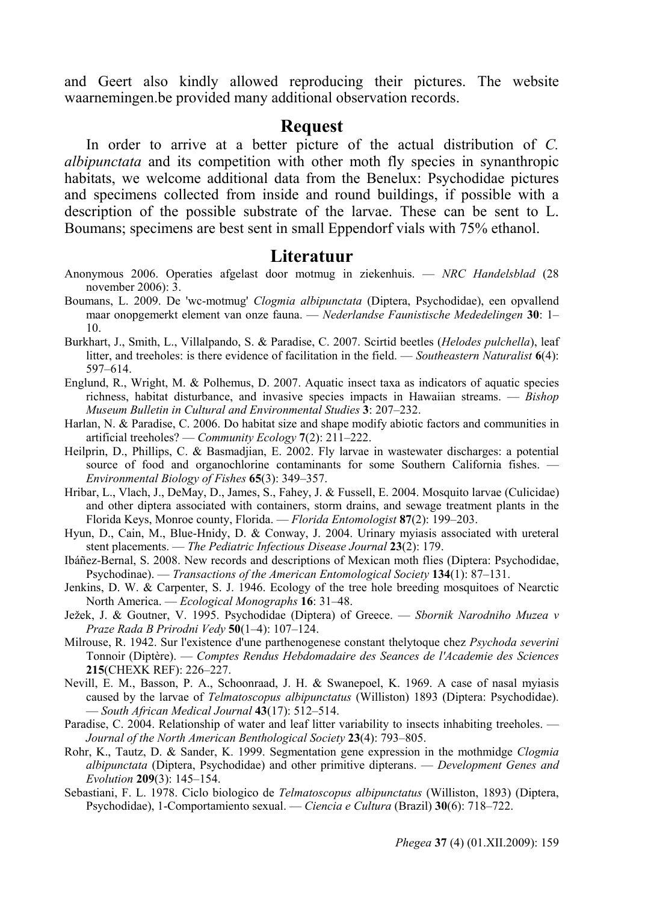and Geert also kindly allowed reproducing their pictures. The website waarnemingen.be provided many additional observation records.

## Request

In order to arrive at a better picture of the actual distribution of *C. albipunctata* and its competition with other moth fly species in synanthropic habitats, we welcome additional data from the Benelux: Psychodidae pictures and specimens collected from inside and round buildings, if possible with a description of the possible substrate of the larvae. These can be sent to L. Boumans; specimens are best sent in small Eppendorf vials with 75% ethanol.

## Literatuur

Anonymous 2006. Operaties afgelast door motmug in ziekenhuis. — *NRC Handelsblad* (28 november 2006): 3.

Boumans, L. 2009. De 'wc-motmug' *Clogmia albipunctata* (Diptera, Psychodidae), een opvallend maar onopgemerkt element van onze fauna. — *Nederlandse Faunistische Mededelingen* **30**: 1–10.

Burkhart, J., Smith, L., Villalpando, S. & Paradise, C. 2007. Scirtid beetles (*Helodes pulchella*), leaf litter, and treeholes: is there evidence of facilitation in the field. — *Southeastern Naturalist* **6**(4): 597–614.

Englund, R., Wright, M. & Polhemus, D. 2007. Aquatic insect taxa as indicators of aquatic species richness, habitat disturbance, and invasive species impacts in Hawaiian streams. — *Bishop Museum Bulletin in Cultural and Environmental Studies* **3**: 207–232.

Harlan, N. & Paradise, C. 2006. Do habitat size and shape modify abiotic factors and communities in artificial treeholes? — *Community Ecology* **7**(2): 211–222.

Heilprin, D., Phillips, C. & Basmadjian, E. 2002. Fly larvae in wastewater discharges: a potential source of food and organochlorine contaminants for some Southern California fishes. — *Environmental Biology of Fishes* **65**(3): 349–357.

Hribar, L., Vlach, J., DeMay, D., James, S., Fahey, J. & Fussell, E. 2004. Mosquito larvae (Culicidae) and other diptera associated with containers, storm drains, and sewage treatment plants in the Florida Keys, Monroe county, Florida. — *Florida Entomologist* **87**(2): 199–203.

Hyun, D., Cain, M., Blue-Hnidy, D. & Conway, J. 2004. Urinary myiasis associated with ureteral stent placements. — *The Pediatric Infectious Disease Journal* **23**(2): 179.

Ibáñez-Bernal, S. 2008. New records and descriptions of Mexican moth flies (Diptera: Psychodidae, Psychodinae). — *Transactions of the American Entomological Society* **134**(1): 87–131.

Jenkins, D. W. & Carpenter, S. J. 1946. Ecology of the tree hole breeding mosquitoes of Nearctic North America. — *Ecological Monographs* **16**: 31–48.

Ježek, J. & Goutner, V. 1995. Psychodidae (Diptera) of Greece. — *Sbornik Narodniho Muzea v Praze Rada B Prirodni Vedy* **50**(1–4): 107–124.

Milrouse, R. 1942. Sur l'existence d'une parthenogenese constant thelytoque chez *Psychoda severini* Tonnoir (Diptère). — *Comptes Rendus Hebdomadaire des Seances de l'Academie des Sciences* **215**(CHEXK REF): 226–227.

Nevill, E. M., Basson, P. A., Schoonraad, J. H. & Swanepoel, K. 1969. A case of nasal myiasis caused by the larvae of *Telmatoscopus albipunctatus* (Williston) 1893 (Diptera: Psychodidae). — *South African Medical Journal* **43**(17): 512–514.

Paradise, C. 2004. Relationship of water and leaf litter variability to insects inhabiting treeholes. — *Journal of the North American Benthological Society* **23**(4): 793–805.

Rohr, K., Tautz, D. & Sander, K. 1999. Segmentation gene expression in the mothmidge *Clogmia albipunctata* (Diptera, Psychodidae) and other primitive dipterans. — *Development Genes and Evolution* **209**(3): 145–154.

Sebastiani, F. L. 1978. Ciclo biologico de *Telmatoscopus albipunctatus* (Williston, 1893) (Diptera, Psychodidae), 1-Comportamiento sexual. — *Ciencia e Cultura* (Brazil) **30**(6): 718–722.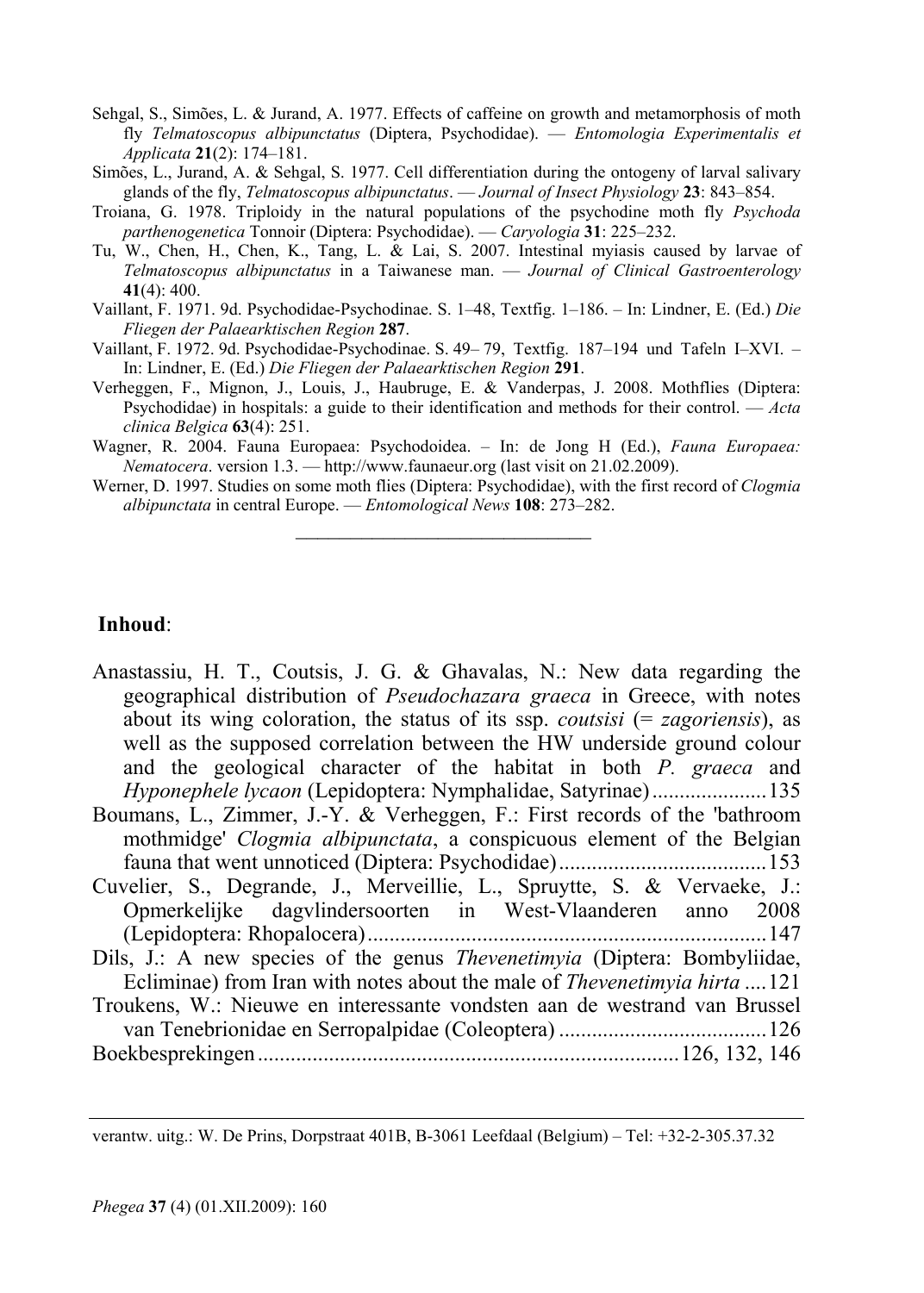Sehgal, S., Simões, L. & Jurand, A. 1977. Effects of caffeine on growth and metamorphosis of moth fly *Telmatoscopus albipunctatus* (Diptera, Psychodidae). — *Entomologia Experimentalis et Applicata* **21**(2): 174–181.

Simões, L., Jurand, A. & Sehgal, S. 1977. Cell differentiation during the ontogeny of larval salivary glands of the fly, *Telmatoscopus albipunctatus*. — *Journal of Insect Physiology* **23**: 843–854.

Troiana, G. 1978. Triploidy in the natural populations of the psychodine moth fly *Psychoda parthenogenetica* Tonnoir (Diptera: Psychodidae). — *Caryologia* **31**: 225–232.

Tu, W., Chen, H., Chen, K., Tang, L. & Lai, S. 2007. Intestinal myiasis caused by larvae of *Telmatoscopus albipunctatus* in a Taiwanese man. — *Journal of Clinical Gastroenterology* **41**(4): 400.

Vaillant, F. 1971. 9d. Psychodidae-Psychodinae. S. 1–48, Textfig. 1–186. – In: Lindner, E. (Ed.) *Die Fliegen der Palaearktischen Region* **287**.

Vaillant, F. 1972. 9d. Psychodidae-Psychodinae. S. 49– 79, Textfig. 187–194 und Tafeln I–XVI. – In: Lindner, E. (Ed.) *Die Fliegen der Palaearktischen Region* **291**.

Verheggen, F., Mignon, J., Louis, J., Haubruge, E. & Vanderpas, J. 2008. Mothflies (Diptera: Psychodidae) in hospitals: a guide to their identification and methods for their control. — *Acta clinica Belgica* **63**(4): 251.

Wagner, R. 2004. Fauna Europaea: Psychodoidea. – In: de Jong H (Ed.), *Fauna Europaea: Nematocera*. version 1.3. — http://www.faunaeur.org (last visit on 21.02.2009).

Werner, D. 1997. Studies on some moth flies (Diptera: Psychodidae), with the first record of *Clogmia albipunctata* in central Europe. — *Entomological News* **108**: 273–282.

---

**Inhoud**:

Anastassiu, H. T., Coutsis, J. G. & Ghavalas, N.: New data regarding the geographical distribution of *Pseudochazara graeca* in Greece, with notes about its wing coloration, the status of its ssp. *coutsisi* (= *zagoriensis*), as well as the supposed correlation between the HW underside ground colour and the geological character of the habitat in both *P. graeca* and *Hyponephele lycaon* (Lepidoptera: Nymphalidae, Satyrinae) .................... 135

Boumans, L., Zimmer, J.-Y. & Verheggen, F.: First records of the 'bathroom mothmidge' *Clogmia albipunctata*, a conspicuous element of the Belgian fauna that went unnoticed (Diptera: Psychodidae) ...................................... 153

Cuvelier, S., Degrande, J., Merveillie, L., Spruytte, S. & Vervaeke, J.: Opmerkelijke dagvlindersoorten in West-Vlaanderen anno 2008 (Lepidoptera: Rhopalocera) ........................................................................ 147

Dils, J.: A new species of the genus *Thevenetimyia* (Diptera: Bombyliidae, Ecliminae) from Iran with notes about the male of *Thevenetimyia hirta* .... 121

Troukens, W.: Nieuwe en interessante vondsten aan de westrand van Brussel van Tenebrionidae en Serropalpidae (Coleoptera) ..................................... 126

Boekbesprekingen ............................................................................ 126, 132, 146

verantw. uitg.: W. De Prins, Dorpstraat 401B, B-3061 Leefdaal (Belgium) – Tel: +32-2-305.37.32